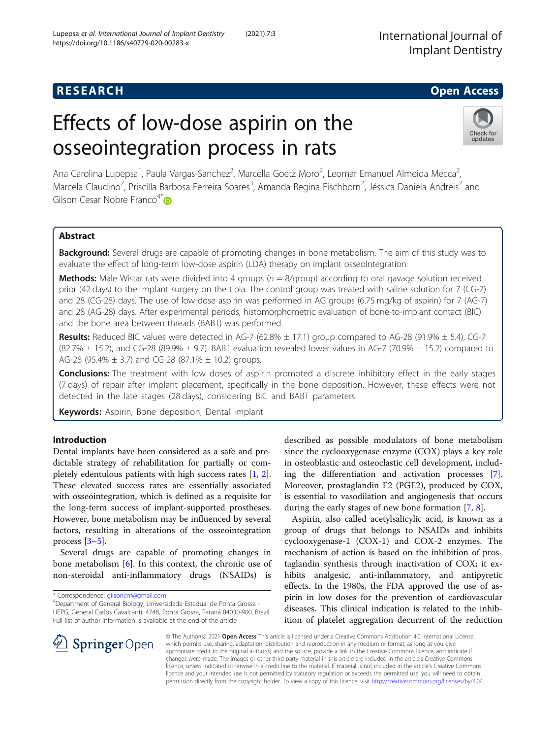RESEARCH

Open Access

# Effects of low-dose aspirin on the osseointegration process in rats

Ana Carolina Lupepsa[1], Paula Vargas-Sanchez[2], Marcella Goetz Moro[2], Leomar Emanuel Almeida Mecca[2], Marcela Claudino[2], Priscilla Barbosa Ferreira Soares[3], Amanda Regina Fischborn[2], Jéssica Daniela Andreis[2] and Gilson Cesar Nobre Franco[4*]

## Abstract

**Background:** Several drugs are capable of promoting changes in bone metabolism. The aim of this study was to evaluate the effect of long-term low-dose aspirin (LDA) therapy on implant osseointegration.

**Methods:** Male Wistar rats were divided into 4 groups ($n = 8$/group) according to oral gavage solution received prior (42 days) to the implant surgery on the tibia. The control group was treated with saline solution for 7 (CG-7) and 28 (CG-28) days. The use of low-dose aspirin was performed in AG groups (6.75 mg/kg of aspirin) for 7 (AG-7) and 28 (AG-28) days. After experimental periods, histomorphometric evaluation of bone-to-implant contact (BIC) and the bone area between threads (BABT) was performed.

**Results:** Reduced BIC values were detected in AG-7 (62.8% ± 17.1) group compared to AG-28 (91.9% ± 5.4), CG-7 (82.7% ± 15.2), and CG-28 (89.9% ± 9.7). BABT evaluation revealed lower values in AG-7 (70.9% ± 15.2) compared to AG-28 (95.4% ± 3.7) and CG-28 (87.1% ± 10.2) groups.

**Conclusions:** The treatment with low doses of aspirin promoted a discrete inhibitory effect in the early stages (7 days) of repair after implant placement, specifically in the bone deposition. However, these effects were not detected in the late stages (28 days), considering BIC and BABT parameters.

**Keywords:** Aspirin, Bone deposition, Dental implant

## Introduction

Dental implants have been considered as a safe and predictable strategy of rehabilitation for partially or completely edentulous patients with high success rates [1, 2]. These elevated success rates are essentially associated with osseointegration, which is defined as a requisite for the long-term success of implant-supported prostheses. However, bone metabolism may be influenced by several factors, resulting in alterations of the osseointegration process [3–5].

Several drugs are capable of promoting changes in bone metabolism [6]. In this context, the chronic use of non-steroidal anti-inflammatory drugs (NSAIDs) is described as possible modulators of bone metabolism since the cyclooxygenase enzyme (COX) plays a key role in osteoblastic and osteoclastic cell development, including the differentiation and activation processes [7]. Moreover, prostaglandin E2 (PGE2), produced by COX, is essential to vasodilation and angiogenesis that occurs during the early stages of new bone formation [7, 8].

Aspirin, also called acetylsalicylic acid, is known as a group of drugs that belongs to NSAIDs and inhibits cyclooxygenase-1 (COX-1) and COX-2 enzymes. The mechanism of action is based on the inhibition of prostaglandin synthesis through inactivation of COX; it exhibits analgesic, anti-inflammatory, and antipyretic effects. In the 1980s, the FDA approved the use of aspirin in low doses for the prevention of cardiovascular diseases. This clinical indication is related to the inhibition of platelet aggregation decurrent of the reduction

\* Correspondence: gilsoncnf@gmail.com

[4]Department of General Biology, Universidade Estadual de Ponta Grossa - UEPG, General Carlos Cavalcanti, 4748, Ponta Grossa, Paraná 84030-900, Brazil

Full list of author information is available at the end of the article

© The Author(s). 2021 **Open Access** This article is licensed under a Creative Commons Attribution 4.0 International License, which permits use, sharing, adaptation, distribution and reproduction in any medium or format, as long as you give appropriate credit to the original author(s) and the source, provide a link to the Creative Commons licence, and indicate if changes were made. The images or other third party material in this article are included in the article's Creative Commons licence, unless indicated otherwise in a credit line to the material. If material is not included in the article's Creative Commons licence and your intended use is not permitted by statutory regulation or exceeds the permitted use, you will need to obtain permission directly from the copyright holder. To view a copy of this licence, visit http://creativecommons.org/licenses/by/4.0/.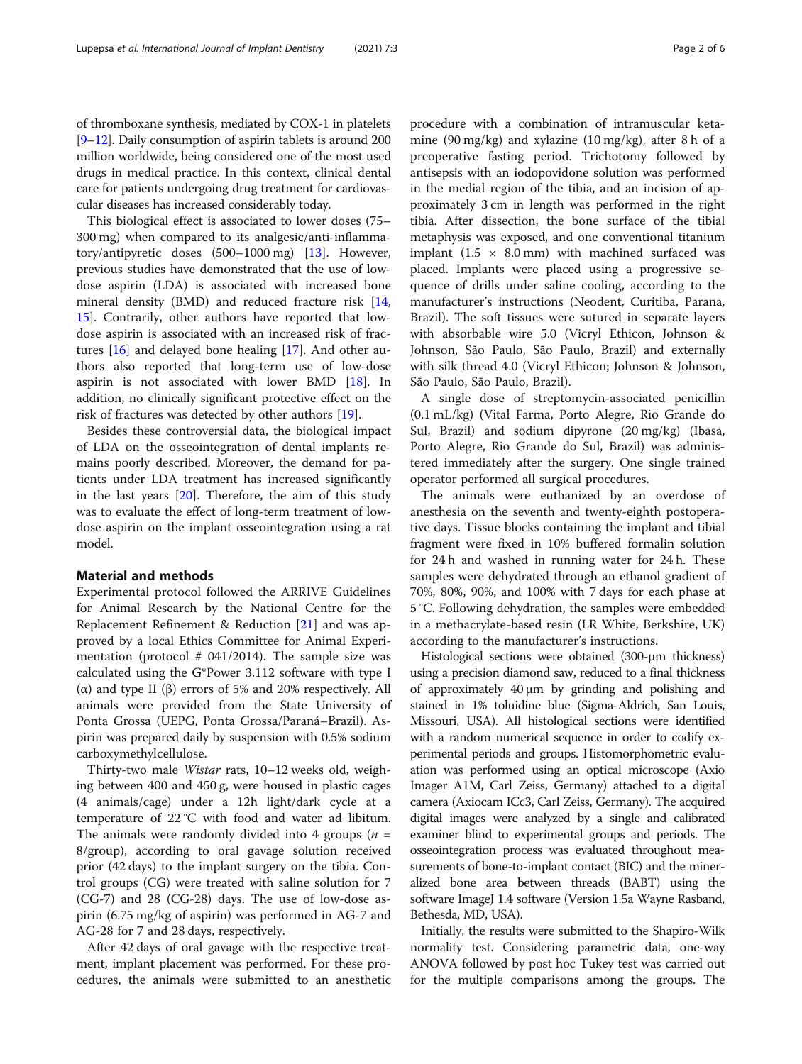of thromboxane synthesis, mediated by COX-1 in platelets [9–12]. Daily consumption of aspirin tablets is around 200 million worldwide, being considered one of the most used drugs in medical practice. In this context, clinical dental care for patients undergoing drug treatment for cardiovascular diseases has increased considerably today.

This biological effect is associated to lower doses (75–300 mg) when compared to its analgesic/anti-inflammatory/antipyretic doses (500–1000 mg) [13]. However, previous studies have demonstrated that the use of low-dose aspirin (LDA) is associated with increased bone mineral density (BMD) and reduced fracture risk [14, 15]. Contrarily, other authors have reported that low-dose aspirin is associated with an increased risk of fractures [16] and delayed bone healing [17]. And other authors also reported that long-term use of low-dose aspirin is not associated with lower BMD [18]. In addition, no clinically significant protective effect on the risk of fractures was detected by other authors [19].

Besides these controversial data, the biological impact of LDA on the osseointegration of dental implants remains poorly described. Moreover, the demand for patients under LDA treatment has increased significantly in the last years [20]. Therefore, the aim of this study was to evaluate the effect of long-term treatment of low-dose aspirin on the implant osseointegration using a rat model.

## Material and methods

Experimental protocol followed the ARRIVE Guidelines for Animal Research by the National Centre for the Replacement Refinement & Reduction [21] and was approved by a local Ethics Committee for Animal Experimentation (protocol # 041/2014). The sample size was calculated using the G*Power 3.112 software with type I (α) and type II (β) errors of 5% and 20% respectively. All animals were provided from the State University of Ponta Grossa (UEPG, Ponta Grossa/Paraná–Brazil). Aspirin was prepared daily by suspension with 0.5% sodium carboxymethylcellulose.

Thirty-two male *Wistar* rats, 10–12 weeks old, weighing between 400 and 450 g, were housed in plastic cages (4 animals/cage) under a 12h light/dark cycle at a temperature of 22 °C with food and water ad libitum. The animals were randomly divided into 4 groups ($n$ = 8/group), according to oral gavage solution received prior (42 days) to the implant surgery on the tibia. Control groups (CG) were treated with saline solution for 7 (CG-7) and 28 (CG-28) days. The use of low-dose aspirin (6.75 mg/kg of aspirin) was performed in AG-7 and AG-28 for 7 and 28 days, respectively.

After 42 days of oral gavage with the respective treatment, implant placement was performed. For these procedures, the animals were submitted to an anesthetic procedure with a combination of intramuscular ketamine (90 mg/kg) and xylazine (10 mg/kg), after 8 h of a preoperative fasting period. Trichotomy followed by antisepsis with an iodopovidone solution was performed in the medial region of the tibia, and an incision of approximately 3 cm in length was performed in the right tibia. After dissection, the bone surface of the tibial metaphysis was exposed, and one conventional titanium implant (1.5 × 8.0 mm) with machined surfaced was placed. Implants were placed using a progressive sequence of drills under saline cooling, according to the manufacturer's instructions (Neodent, Curitiba, Parana, Brazil). The soft tissues were sutured in separate layers with absorbable wire 5.0 (Vicryl Ethicon, Johnson & Johnson, São Paulo, São Paulo, Brazil) and externally with silk thread 4.0 (Vicryl Ethicon; Johnson & Johnson, São Paulo, São Paulo, Brazil).

A single dose of streptomycin-associated penicillin (0.1 mL/kg) (Vital Farma, Porto Alegre, Rio Grande do Sul, Brazil) and sodium dipyrone (20 mg/kg) (Ibasa, Porto Alegre, Rio Grande do Sul, Brazil) was administered immediately after the surgery. One single trained operator performed all surgical procedures.

The animals were euthanized by an overdose of anesthesia on the seventh and twenty-eighth postoperative days. Tissue blocks containing the implant and tibial fragment were fixed in 10% buffered formalin solution for 24 h and washed in running water for 24 h. These samples were dehydrated through an ethanol gradient of 70%, 80%, 90%, and 100% with 7 days for each phase at 5 °C. Following dehydration, the samples were embedded in a methacrylate-based resin (LR White, Berkshire, UK) according to the manufacturer's instructions.

Histological sections were obtained (300-μm thickness) using a precision diamond saw, reduced to a final thickness of approximately 40 μm by grinding and polishing and stained in 1% toluidine blue (Sigma-Aldrich, San Louis, Missouri, USA). All histological sections were identified with a random numerical sequence in order to codify experimental periods and groups. Histomorphometric evaluation was performed using an optical microscope (Axio Imager A1M, Carl Zeiss, Germany) attached to a digital camera (Axiocam ICc3, Carl Zeiss, Germany). The acquired digital images were analyzed by a single and calibrated examiner blind to experimental groups and periods. The osseointegration process was evaluated throughout measurements of bone-to-implant contact (BIC) and the mineralized bone area between threads (BABT) using the software ImageJ 1.4 software (Version 1.5a Wayne Rasband, Bethesda, MD, USA).

Initially, the results were submitted to the Shapiro-Wilk normality test. Considering parametric data, one-way ANOVA followed by post hoc Tukey test was carried out for the multiple comparisons among the groups. The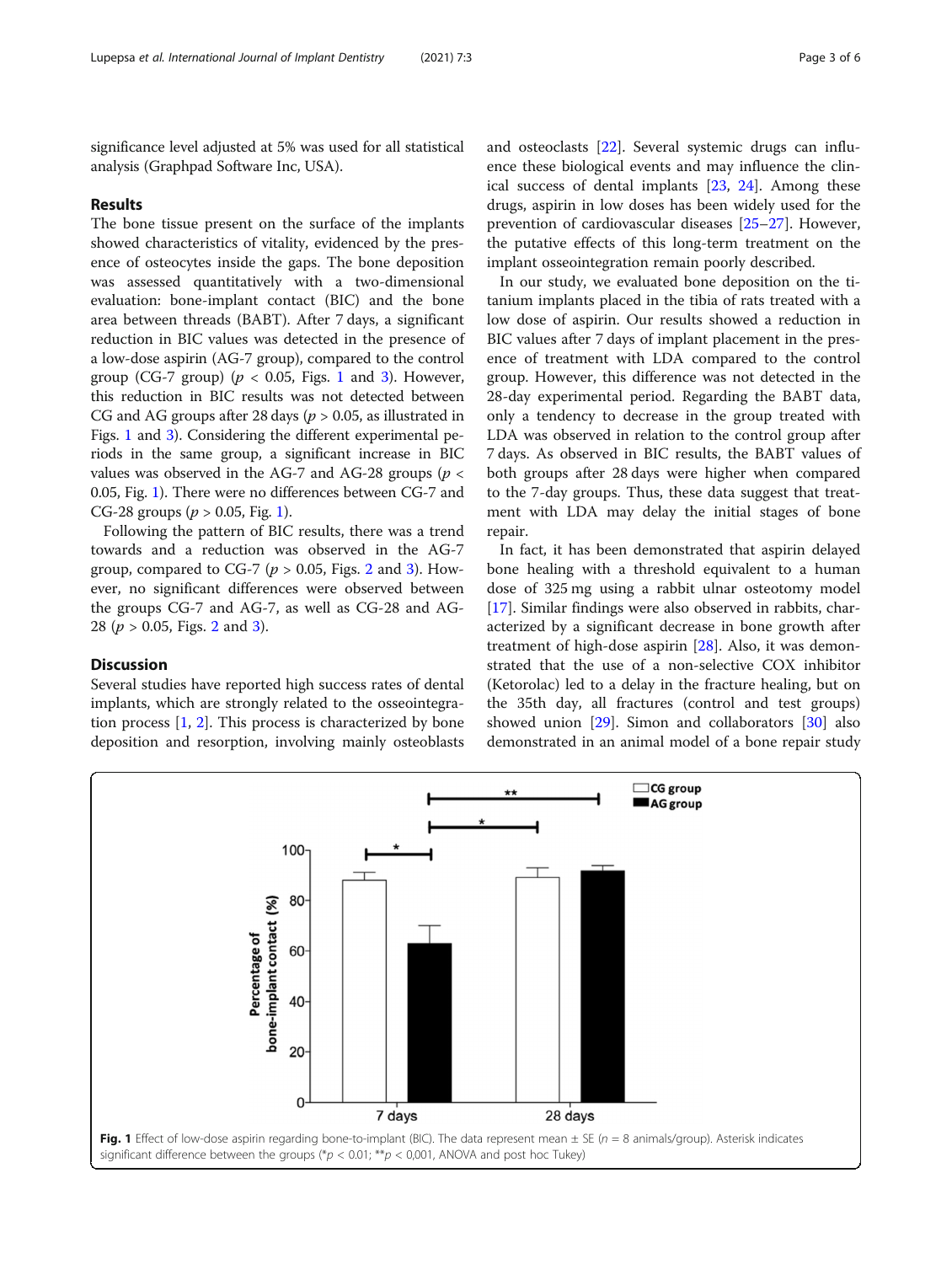significance level adjusted at 5% was used for all statistical analysis (Graphpad Software Inc, USA).

## Results

The bone tissue present on the surface of the implants showed characteristics of vitality, evidenced by the presence of osteocytes inside the gaps. The bone deposition was assessed quantitatively with a two-dimensional evaluation: bone-implant contact (BIC) and the bone area between threads (BABT). After 7 days, a significant reduction in BIC values was detected in the presence of a low-dose aspirin (AG-7 group), compared to the control group (CG-7 group) ($p < 0.05$, Figs. 1 and 3). However, this reduction in BIC results was not detected between CG and AG groups after 28 days ($p > 0.05$, as illustrated in Figs. 1 and 3). Considering the different experimental periods in the same group, a significant increase in BIC values was observed in the AG-7 and AG-28 groups ($p < 0.05$, Fig. 1). There were no differences between CG-7 and CG-28 groups ($p > 0.05$, Fig. 1).

Following the pattern of BIC results, there was a trend towards and a reduction was observed in the AG-7 group, compared to CG-7 ($p > 0.05$, Figs. 2 and 3). However, no significant differences were observed between the groups CG-7 and AG-7, as well as CG-28 and AG-28 ($p > 0.05$, Figs. 2 and 3).

## Discussion

Several studies have reported high success rates of dental implants, which are strongly related to the osseointegration process [1, 2]. This process is characterized by bone deposition and resorption, involving mainly osteoblasts and osteoclasts [22]. Several systemic drugs can influence these biological events and may influence the clinical success of dental implants [23, 24]. Among these drugs, aspirin in low doses has been widely used for the prevention of cardiovascular diseases [25–27]. However, the putative effects of this long-term treatment on the implant osseointegration remain poorly described.

In our study, we evaluated bone deposition on the titanium implants placed in the tibia of rats treated with a low dose of aspirin. Our results showed a reduction in BIC values after 7 days of implant placement in the presence of treatment with LDA compared to the control group. However, this difference was not detected in the 28-day experimental period. Regarding the BABT data, only a tendency to decrease in the group treated with LDA was observed in relation to the control group after 7 days. As observed in BIC results, the BABT values of both groups after 28 days were higher when compared to the 7-day groups. Thus, these data suggest that treatment with LDA may delay the initial stages of bone repair.

In fact, it has been demonstrated that aspirin delayed bone healing with a threshold equivalent to a human dose of 325 mg using a rabbit ulnar osteotomy model [17]. Similar findings were also observed in rabbits, characterized by a significant decrease in bone growth after treatment of high-dose aspirin [28]. Also, it was demonstrated that the use of a non-selective COX inhibitor (Ketorolac) led to a delay in the fracture healing, but on the 35th day, all fractures (control and test groups) showed union [29]. Simon and collaborators [30] also demonstrated in an animal model of a bone repair study

**Fig. 1** Effect of low-dose aspirin regarding bone-to-implant (BIC). The data represent mean ± SE ($n = 8$ animals/group). Asterisk indicates significant difference between the groups (*$p < 0.01$; **$p < 0{,}001$, ANOVA and post hoc Tukey)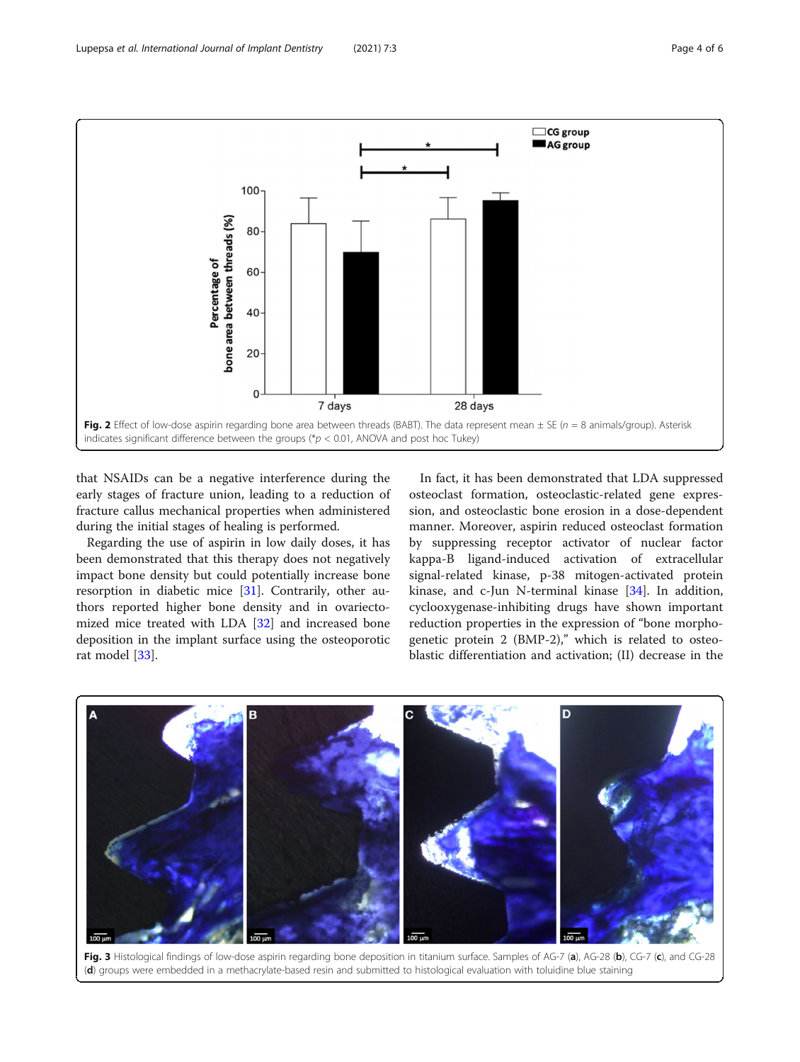Fig. 2 Effect of low-dose aspirin regarding bone area between threads (BABT). The data represent mean ± SE ($n$ = 8 animals/group). Asterisk indicates significant difference between the groups (*$p$ < 0.01, ANOVA and post hoc Tukey)

that NSAIDs can be a negative interference during the early stages of fracture union, leading to a reduction of fracture callus mechanical properties when administered during the initial stages of healing is performed.

Regarding the use of aspirin in low daily doses, it has been demonstrated that this therapy does not negatively impact bone density but could potentially increase bone resorption in diabetic mice [31]. Contrarily, other authors reported higher bone density and in ovariectomized mice treated with LDA [32] and increased bone deposition in the implant surface using the osteoporotic rat model [33].

In fact, it has been demonstrated that LDA suppressed osteoclast formation, osteoclastic-related gene expression, and osteoclastic bone erosion in a dose-dependent manner. Moreover, aspirin reduced osteoclast formation by suppressing receptor activator of nuclear factor kappa-B ligand-induced activation of extracellular signal-related kinase, p-38 mitogen-activated protein kinase, and c-Jun N-terminal kinase [34]. In addition, cyclooxygenase-inhibiting drugs have shown important reduction properties in the expression of "bone morphogenetic protein 2 (BMP-2)," which is related to osteoblastic differentiation and activation; (II) decrease in the

Fig. 3 Histological findings of low-dose aspirin regarding bone deposition in titanium surface. Samples of AG-7 (**a**), AG-28 (**b**), CG-7 (**c**), and CG-28 (**d**) groups were embedded in a methacrylate-based resin and submitted to histological evaluation with toluidine blue staining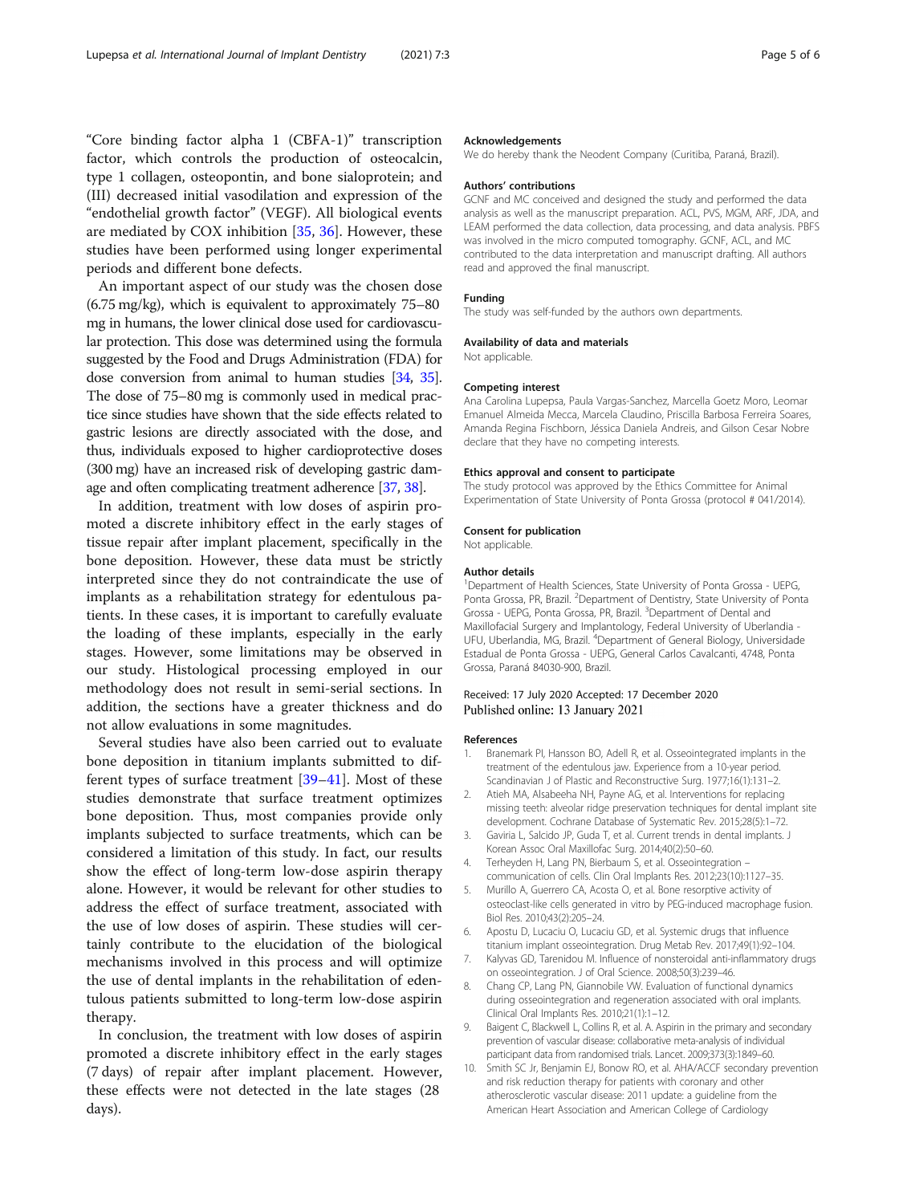"Core binding factor alpha 1 (CBFA-1)" transcription factor, which controls the production of osteocalcin, type 1 collagen, osteopontin, and bone sialoprotein; and (III) decreased initial vasodilation and expression of the "endothelial growth factor" (VEGF). All biological events are mediated by COX inhibition [35, 36]. However, these studies have been performed using longer experimental periods and different bone defects.

An important aspect of our study was the chosen dose (6.75 mg/kg), which is equivalent to approximately 75–80 mg in humans, the lower clinical dose used for cardiovascular protection. This dose was determined using the formula suggested by the Food and Drugs Administration (FDA) for dose conversion from animal to human studies [34, 35]. The dose of 75–80 mg is commonly used in medical practice since studies have shown that the side effects related to gastric lesions are directly associated with the dose, and thus, individuals exposed to higher cardioprotective doses (300 mg) have an increased risk of developing gastric damage and often complicating treatment adherence [37, 38].

In addition, treatment with low doses of aspirin promoted a discrete inhibitory effect in the early stages of tissue repair after implant placement, specifically in the bone deposition. However, these data must be strictly interpreted since they do not contraindicate the use of implants as a rehabilitation strategy for edentulous patients. In these cases, it is important to carefully evaluate the loading of these implants, especially in the early stages. However, some limitations may be observed in our study. Histological processing employed in our methodology does not result in semi-serial sections. In addition, the sections have a greater thickness and do not allow evaluations in some magnitudes.

Several studies have also been carried out to evaluate bone deposition in titanium implants submitted to different types of surface treatment [39–41]. Most of these studies demonstrate that surface treatment optimizes bone deposition. Thus, most companies provide only implants subjected to surface treatments, which can be considered a limitation of this study. In fact, our results show the effect of long-term low-dose aspirin therapy alone. However, it would be relevant for other studies to address the effect of surface treatment, associated with the use of low doses of aspirin. These studies will certainly contribute to the elucidation of the biological mechanisms involved in this process and will optimize the use of dental implants in the rehabilitation of edentulous patients submitted to long-term low-dose aspirin therapy.

In conclusion, the treatment with low doses of aspirin promoted a discrete inhibitory effect in the early stages (7 days) of repair after implant placement. However, these effects were not detected in the late stages (28 days).

#### Acknowledgements
We do hereby thank the Neodent Company (Curitiba, Paraná, Brazil).

#### Authors' contributions
GCNF and MC conceived and designed the study and performed the data analysis as well as the manuscript preparation. ACL, PVS, MGM, ARF, JDA, and LEAM performed the data collection, data processing, and data analysis. PBFS was involved in the micro computed tomography. GCNF, ACL, and MC contributed to the data interpretation and manuscript drafting. All authors read and approved the final manuscript.

#### Funding
The study was self-funded by the authors own departments.

#### Availability of data and materials
Not applicable.

#### Competing interest
Ana Carolina Lupepsa, Paula Vargas-Sanchez, Marcella Goetz Moro, Leomar Emanuel Almeida Mecca, Marcela Claudino, Priscilla Barbosa Ferreira Soares, Amanda Regina Fischborn, Jéssica Daniela Andreis, and Gilson Cesar Nobre declare that they have no competing interests.

#### Ethics approval and consent to participate
The study protocol was approved by the Ethics Committee for Animal Experimentation of State University of Ponta Grossa (protocol # 041/2014).

#### Consent for publication
Not applicable.

#### Author details
[1]Department of Health Sciences, State University of Ponta Grossa - UEPG, Ponta Grossa, PR, Brazil. [2]Department of Dentistry, State University of Ponta Grossa - UEPG, Ponta Grossa, PR, Brazil. [3]Department of Dental and Maxillofacial Surgery and Implantology, Federal University of Uberlandia - UFU, Uberlandia, MG, Brazil. [4]Department of General Biology, Universidade Estadual de Ponta Grossa - UEPG, General Carlos Cavalcanti, 4748, Ponta Grossa, Paraná 84030-900, Brazil.

Received: 17 July 2020 Accepted: 17 December 2020
Published online: 13 January 2021

#### References
1. Branemark PI, Hansson BO, Adell R, et al. Osseointegrated implants in the treatment of the edentulous jaw. Experience from a 10-year period. Scandinavian J of Plastic and Reconstructive Surg. 1977;16(1):131–2.
2. Atieh MA, Alsabeeha NH, Payne AG, et al. Interventions for replacing missing teeth: alveolar ridge preservation techniques for dental implant site development. Cochrane Database of Systematic Rev. 2015;28(5):1–72.
3. Gaviria L, Salcido JP, Guda T, et al. Current trends in dental implants. J Korean Assoc Oral Maxillofac Surg. 2014;40(2):50–60.
4. Terheyden H, Lang PN, Bierbaum S, et al. Osseointegration – communication of cells. Clin Oral Implants Res. 2012;23(10):1127–35.
5. Murillo A, Guerrero CA, Acosta O, et al. Bone resorptive activity of osteoclast-like cells generated in vitro by PEG-induced macrophage fusion. Biol Res. 2010;43(2):205–24.
6. Apostu D, Lucaciu O, Lucaciu GD, et al. Systemic drugs that influence titanium implant osseointegration. Drug Metab Rev. 2017;49(1):92–104.
7. Kalyvas GD, Tarenidou M. Influence of nonsteroidal anti-inflammatory drugs on osseointegration. J of Oral Science. 2008;50(3):239–46.
8. Chang CP, Lang PN, Giannobile VW. Evaluation of functional dynamics during osseointegration and regeneration associated with oral implants. Clinical Oral Implants Res. 2010;21(1):1–12.
9. Baigent C, Blackwell L, Collins R, et al. A. Aspirin in the primary and secondary prevention of vascular disease: collaborative meta-analysis of individual participant data from randomised trials. Lancet. 2009;373(3):1849–60.
10. Smith SC Jr, Benjamin EJ, Bonow RO, et al. AHA/ACCF secondary prevention and risk reduction therapy for patients with coronary and other atherosclerotic vascular disease: 2011 update: a guideline from the American Heart Association and American College of Cardiology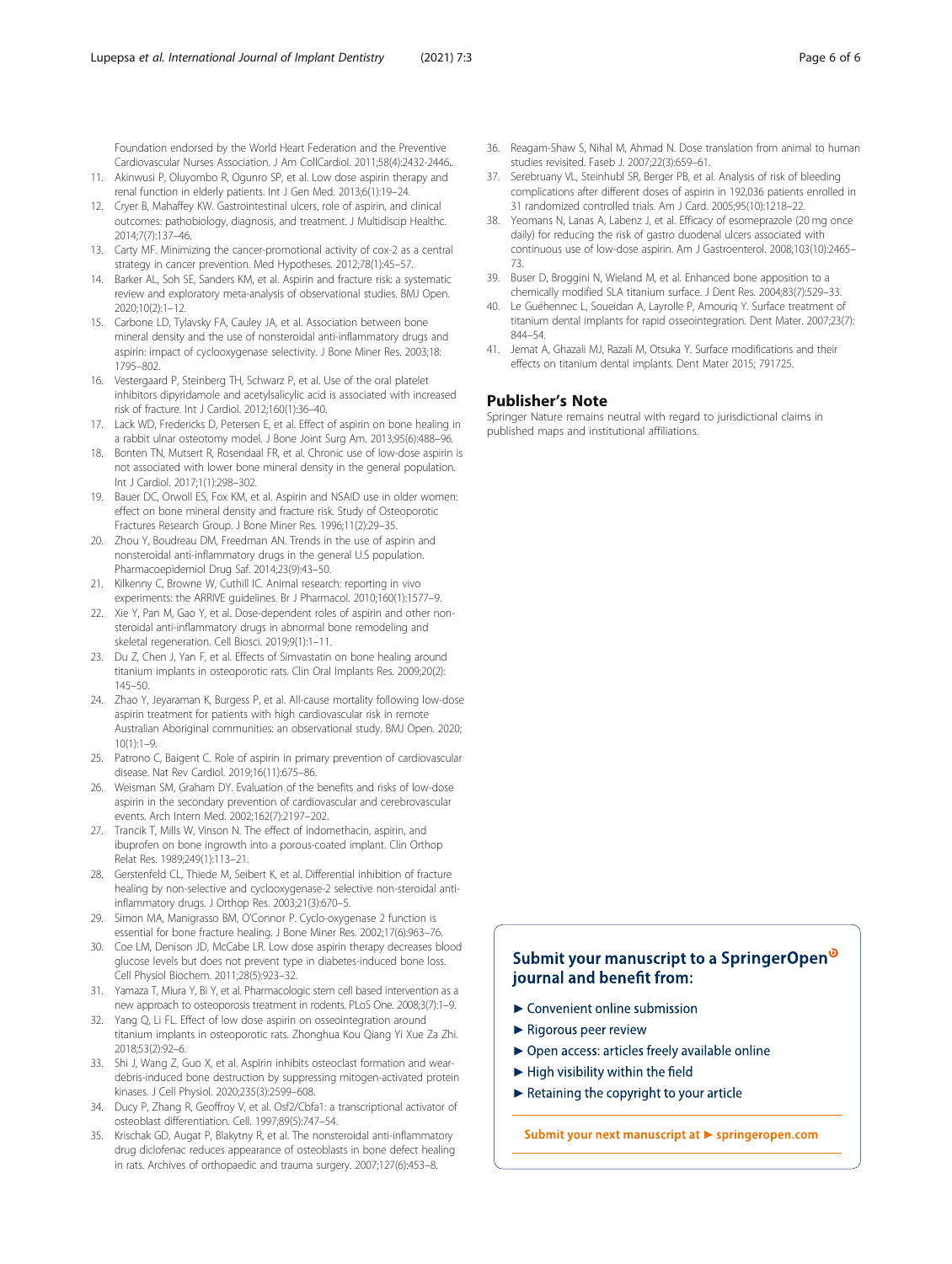Foundation endorsed by the World Heart Federation and the Preventive Cardiovascular Nurses Association. J Am CollCardiol. 2011;58(4):2432-2446..

11. Akinwusi P, Oluyombo R, Ogunro SP, et al. Low dose aspirin therapy and renal function in elderly patients. Int J Gen Med. 2013;6(1):19–24.
12. Cryer B, Mahaffey KW. Gastrointestinal ulcers, role of aspirin, and clinical outcomes: pathobiology, diagnosis, and treatment. J Multidiscip Healthc. 2014;7(7):137–46.
13. Carty MF. Minimizing the cancer-promotional activity of cox-2 as a central strategy in cancer prevention. Med Hypotheses. 2012;78(1):45–57.
14. Barker AL, Soh SE, Sanders KM, et al. Aspirin and fracture risk: a systematic review and exploratory meta-analysis of observational studies. BMJ Open. 2020;10(2):1–12.
15. Carbone LD, Tylavsky FA, Cauley JA, et al. Association between bone mineral density and the use of nonsteroidal anti-inflammatory drugs and aspirin: impact of cyclooxygenase selectivity. J Bone Miner Res. 2003;18: 1795–802.
16. Vestergaard P, Steinberg TH, Schwarz P, et al. Use of the oral platelet inhibitors dipyridamole and acetylsalicylic acid is associated with increased risk of fracture. Int J Cardiol. 2012;160(1):36–40.
17. Lack WD, Fredericks D, Petersen E, et al. Effect of aspirin on bone healing in a rabbit ulnar osteotomy model. J Bone Joint Surg Am. 2013;95(6):488–96.
18. Bonten TN, Mutsert R, Rosendaal FR, et al. Chronic use of low-dose aspirin is not associated with lower bone mineral density in the general population. Int J Cardiol. 2017;1(1):298–302.
19. Bauer DC, Orwoll ES, Fox KM, et al. Aspirin and NSAID use in older women: effect on bone mineral density and fracture risk. Study of Osteoporotic Fractures Research Group. J Bone Miner Res. 1996;11(2):29–35.
20. Zhou Y, Boudreau DM, Freedman AN. Trends in the use of aspirin and nonsteroidal anti-inflammatory drugs in the general U.S population. Pharmacoepidemiol Drug Saf. 2014;23(9):43–50.
21. Kilkenny C, Browne W, Cuthill IC. Animal research: reporting in vivo experiments: the ARRIVE guidelines. Br J Pharmacol. 2010;160(1):1577–9.
22. Xie Y, Pan M, Gao Y, et al. Dose-dependent roles of aspirin and other non-steroidal anti-inflammatory drugs in abnormal bone remodeling and skeletal regeneration. Cell Biosci. 2019;9(1):1–11.
23. Du Z, Chen J, Yan F, et al. Effects of Simvastatin on bone healing around titanium implants in osteoporotic rats. Clin Oral Implants Res. 2009;20(2): 145–50.
24. Zhao Y, Jeyaraman K, Burgess P, et al. All-cause mortality following low-dose aspirin treatment for patients with high cardiovascular risk in remote Australian Aboriginal communities: an observational study. BMJ Open. 2020; 10(1):1–9.
25. Patrono C, Baigent C. Role of aspirin in primary prevention of cardiovascular disease. Nat Rev Cardiol. 2019;16(11):675–86.
26. Weisman SM, Graham DY. Evaluation of the benefits and risks of low-dose aspirin in the secondary prevention of cardiovascular and cerebrovascular events. Arch Intern Med. 2002;162(7):2197–202.
27. Trancik T, Mills W, Vinson N. The effect of indomethacin, aspirin, and ibuprofen on bone ingrowth into a porous-coated implant. Clin Orthop Relat Res. 1989;249(1):113–21.
28. Gerstenfeld CL, Thiede M, Seibert K, et al. Differential inhibition of fracture healing by non-selective and cyclooxygenase-2 selective non-steroidal anti-inflammatory drugs. J Orthop Res. 2003;21(3):670–5.
29. Simon MA, Manigrasso BM, O'Connor P. Cyclo-oxygenase 2 function is essential for bone fracture healing. J Bone Miner Res. 2002;17(6):963–76.
30. Coe LM, Denison JD, McCabe LR. Low dose aspirin therapy decreases blood glucose levels but does not prevent type in diabetes-induced bone loss. Cell Physiol Biochem. 2011;28(5):923–32.
31. Yamaza T, Miura Y, Bi Y, et al. Pharmacologic stem cell based intervention as a new approach to osteoporosis treatment in rodents. PLoS One. 2008;3(7):1–9.
32. Yang Q, Li FL. Effect of low dose aspirin on osseointegration around titanium implants in osteoporotic rats. Zhonghua Kou Qiang Yi Xue Za Zhi. 2018;53(2):92–6.
33. Shi J, Wang Z, Guo X, et al. Aspirin inhibits osteoclast formation and wear-debris-induced bone destruction by suppressing mitogen-activated protein kinases. J Cell Physiol. 2020;235(3):2599–608.
34. Ducy P, Zhang R, Geoffroy V, et al. Osf2/Cbfa1: a transcriptional activator of osteoblast differentiation. Cell. 1997;89(5):747–54.
35. Krischak GD, Augat P, Blakytny R, et al. The nonsteroidal anti-inflammatory drug diclofenac reduces appearance of osteoblasts in bone defect healing in rats. Archives of orthopaedic and trauma surgery. 2007;127(6):453–8.
36. Reagam-Shaw S, Nihal M, Ahmad N. Dose translation from animal to human studies revisited. Faseb J. 2007;22(3):659–61.
37. Serebruany VL, Steinhubl SR, Berger PB, et al. Analysis of risk of bleeding complications after different doses of aspirin in 192,036 patients enrolled in 31 randomized controlled trials. Am J Card. 2005;95(10):1218–22.
38. Yeomans N, Lanas A, Labenz J, et al. Efficacy of esomeprazole (20 mg once daily) for reducing the risk of gastro duodenal ulcers associated with continuous use of low-dose aspirin. Am J Gastroenterol. 2008;103(10):2465–73.
39. Buser D, Broggini N, Wieland M, et al. Enhanced bone apposition to a chemically modified SLA titanium surface. J Dent Res. 2004;83(7):529–33.
40. Le Guéhennec L, Soueidan A, Layrolle P, Amouriq Y. Surface treatment of titanium dental implants for rapid osseointegration. Dent Mater. 2007;23(7): 844–54.
41. Jemat A, Ghazali MJ, Razali M, Otsuka Y. Surface modifications and their effects on titanium dental implants. Dent Mater 2015; 791725.

## Publisher's Note

Springer Nature remains neutral with regard to jurisdictional claims in published maps and institutional affiliations.

**Submit your manuscript to a SpringerOpen journal and benefit from:**

- Convenient online submission
- Rigorous peer review
- Open access: articles freely available online
- High visibility within the field
- Retaining the copyright to your article

**Submit your next manuscript at ▶ springeropen.com**